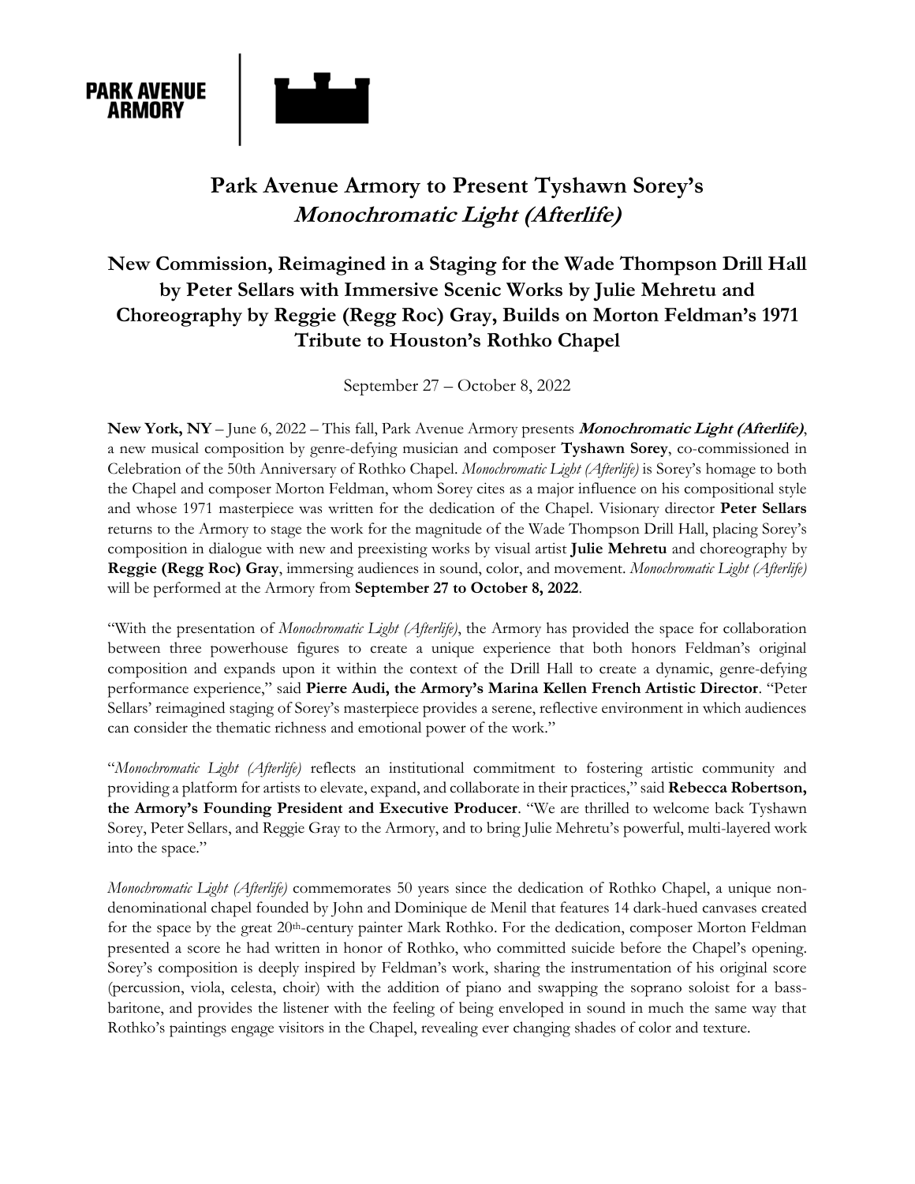PARK AVENUE ARMORY

# Park Avenue Armory to Present Tyshawn Sorey's *Monochromatic Light (Afterlife)*

## New Commission, Reimagined in a Staging for the Wade Thompson Drill Hall by Peter Sellars with Immersive Scenic Works by Julie Mehretu and Choreography by Reggie (Regg Roc) Gray, Builds on Morton Feldman's 1971 Tribute to Houston's Rothko Chapel

September 27 – October 8, 2022

**New York, NY** – June 6, 2022 – This fall, Park Avenue Armory presents ***Monochromatic Light (Afterlife)***, a new musical composition by genre-defying musician and composer **Tyshawn Sorey**, co-commissioned in Celebration of the 50th Anniversary of Rothko Chapel. *Monochromatic Light (Afterlife)* is Sorey's homage to both the Chapel and composer Morton Feldman, whom Sorey cites as a major influence on his compositional style and whose 1971 masterpiece was written for the dedication of the Chapel. Visionary director **Peter Sellars** returns to the Armory to stage the work for the magnitude of the Wade Thompson Drill Hall, placing Sorey's composition in dialogue with new and preexisting works by visual artist **Julie Mehretu** and choreography by **Reggie (Regg Roc) Gray**, immersing audiences in sound, color, and movement. *Monochromatic Light (Afterlife)* will be performed at the Armory from **September 27 to October 8, 2022**.

"With the presentation of *Monochromatic Light (Afterlife)*, the Armory has provided the space for collaboration between three powerhouse figures to create a unique experience that both honors Feldman's original composition and expands upon it within the context of the Drill Hall to create a dynamic, genre-defying performance experience," said **Pierre Audi, the Armory's Marina Kellen French Artistic Director**. "Peter Sellars' reimagined staging of Sorey's masterpiece provides a serene, reflective environment in which audiences can consider the thematic richness and emotional power of the work."

"*Monochromatic Light (Afterlife)* reflects an institutional commitment to fostering artistic community and providing a platform for artists to elevate, expand, and collaborate in their practices," said **Rebecca Robertson, the Armory's Founding President and Executive Producer**. "We are thrilled to welcome back Tyshawn Sorey, Peter Sellars, and Reggie Gray to the Armory, and to bring Julie Mehretu's powerful, multi-layered work into the space."

*Monochromatic Light (Afterlife)* commemorates 50 years since the dedication of Rothko Chapel, a unique non-denominational chapel founded by John and Dominique de Menil that features 14 dark-hued canvases created for the space by the great 20th-century painter Mark Rothko. For the dedication, composer Morton Feldman presented a score he had written in honor of Rothko, who committed suicide before the Chapel's opening. Sorey's composition is deeply inspired by Feldman's work, sharing the instrumentation of his original score (percussion, viola, celesta, choir) with the addition of piano and swapping the soprano soloist for a bass-baritone, and provides the listener with the feeling of being enveloped in sound in much the same way that Rothko's paintings engage visitors in the Chapel, revealing ever changing shades of color and texture.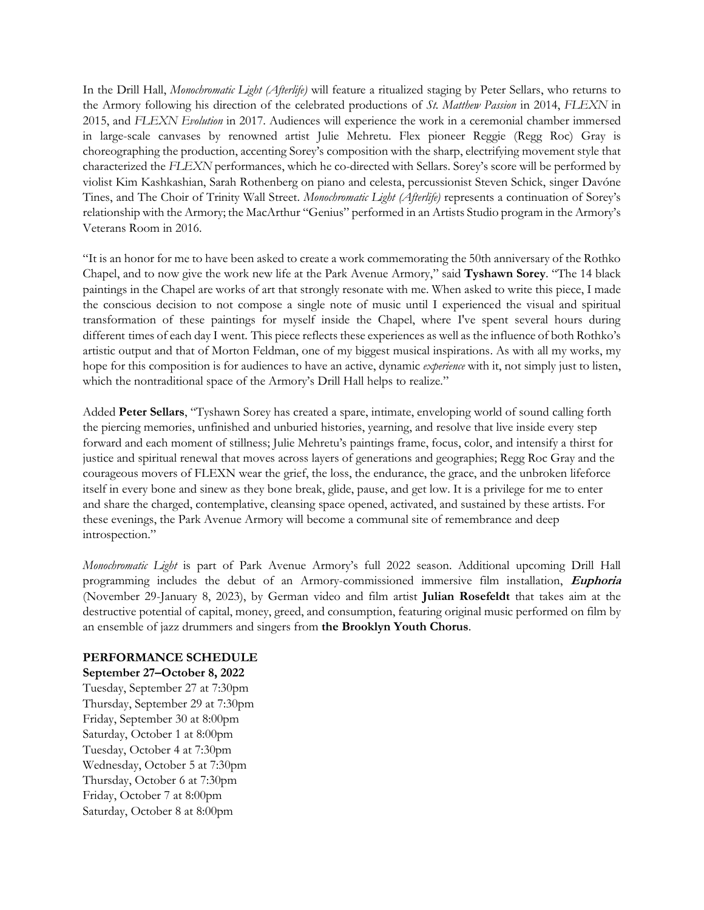In the Drill Hall, *Monochromatic Light (Afterlife)* will feature a ritualized staging by Peter Sellars, who returns to the Armory following his direction of the celebrated productions of *St. Matthew Passion* in 2014, *FLEXN* in 2015, and *FLEXN Evolution* in 2017. Audiences will experience the work in a ceremonial chamber immersed in large-scale canvases by renowned artist Julie Mehretu. Flex pioneer Reggie (Regg Roc) Gray is choreographing the production, accenting Sorey's composition with the sharp, electrifying movement style that characterized the *FLEXN* performances, which he co-directed with Sellars. Sorey's score will be performed by violist Kim Kashkashian, Sarah Rothenberg on piano and celesta, percussionist Steven Schick, singer Davóne Tines, and The Choir of Trinity Wall Street. *Monochromatic Light (Afterlife)* represents a continuation of Sorey's relationship with the Armory; the MacArthur "Genius" performed in an Artists Studio program in the Armory's Veterans Room in 2016.

"It is an honor for me to have been asked to create a work commemorating the 50th anniversary of the Rothko Chapel, and to now give the work new life at the Park Avenue Armory," said **Tyshawn Sorey**. "The 14 black paintings in the Chapel are works of art that strongly resonate with me. When asked to write this piece, I made the conscious decision to not compose a single note of music until I experienced the visual and spiritual transformation of these paintings for myself inside the Chapel, where I've spent several hours during different times of each day I went. This piece reflects these experiences as well as the influence of both Rothko's artistic output and that of Morton Feldman, one of my biggest musical inspirations. As with all my works, my hope for this composition is for audiences to have an active, dynamic *experience* with it, not simply just to listen, which the nontraditional space of the Armory's Drill Hall helps to realize."

Added **Peter Sellars**, "Tyshawn Sorey has created a spare, intimate, enveloping world of sound calling forth the piercing memories, unfinished and unburied histories, yearning, and resolve that live inside every step forward and each moment of stillness; Julie Mehretu's paintings frame, focus, color, and intensify a thirst for justice and spiritual renewal that moves across layers of generations and geographies; Regg Roc Gray and the courageous movers of FLEXN wear the grief, the loss, the endurance, the grace, and the unbroken lifeforce itself in every bone and sinew as they bone break, glide, pause, and get low. It is a privilege for me to enter and share the charged, contemplative, cleansing space opened, activated, and sustained by these artists. For these evenings, the Park Avenue Armory will become a communal site of remembrance and deep introspection."

*Monochromatic Light* is part of Park Avenue Armory's full 2022 season. Additional upcoming Drill Hall programming includes the debut of an Armory-commissioned immersive film installation, ***Euphoria*** (November 29-January 8, 2023), by German video and film artist **Julian Rosefeldt** that takes aim at the destructive potential of capital, money, greed, and consumption, featuring original music performed on film by an ensemble of jazz drummers and singers from **the Brooklyn Youth Chorus**.

**PERFORMANCE SCHEDULE**

**September 27–October 8, 2022**

Tuesday, September 27 at 7:30pm
Thursday, September 29 at 7:30pm
Friday, September 30 at 8:00pm
Saturday, October 1 at 8:00pm
Tuesday, October 4 at 7:30pm
Wednesday, October 5 at 7:30pm
Thursday, October 6 at 7:30pm
Friday, October 7 at 8:00pm
Saturday, October 8 at 8:00pm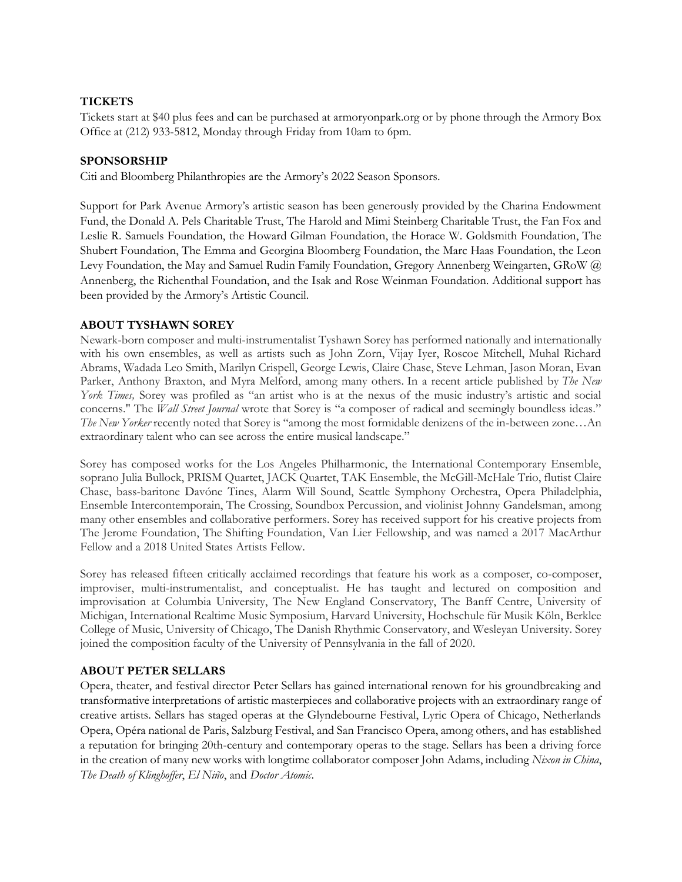**TICKETS**

Tickets start at $40 plus fees and can be purchased at armoryonpark.org or by phone through the Armory Box Office at (212) 933-5812, Monday through Friday from 10am to 6pm.

**SPONSORSHIP**

Citi and Bloomberg Philanthropies are the Armory's 2022 Season Sponsors.

Support for Park Avenue Armory's artistic season has been generously provided by the Charina Endowment Fund, the Donald A. Pels Charitable Trust, The Harold and Mimi Steinberg Charitable Trust, the Fan Fox and Leslie R. Samuels Foundation, the Howard Gilman Foundation, the Horace W. Goldsmith Foundation, The Shubert Foundation, The Emma and Georgina Bloomberg Foundation, the Marc Haas Foundation, the Leon Levy Foundation, the May and Samuel Rudin Family Foundation, Gregory Annenberg Weingarten, GRoW @ Annenberg, the Richenthal Foundation, and the Isak and Rose Weinman Foundation. Additional support has been provided by the Armory's Artistic Council.

**ABOUT TYSHAWN SOREY**

Newark-born composer and multi-instrumentalist Tyshawn Sorey has performed nationally and internationally with his own ensembles, as well as artists such as John Zorn, Vijay Iyer, Roscoe Mitchell, Muhal Richard Abrams, Wadada Leo Smith, Marilyn Crispell, George Lewis, Claire Chase, Steve Lehman, Jason Moran, Evan Parker, Anthony Braxton, and Myra Melford, among many others. In a recent article published by *The New York Times,* Sorey was profiled as "an artist who is at the nexus of the music industry's artistic and social concerns." The *Wall Street Journal* wrote that Sorey is "a composer of radical and seemingly boundless ideas." *The New Yorker* recently noted that Sorey is "among the most formidable denizens of the in-between zone…An extraordinary talent who can see across the entire musical landscape."

Sorey has composed works for the Los Angeles Philharmonic, the International Contemporary Ensemble, soprano Julia Bullock, PRISM Quartet, JACK Quartet, TAK Ensemble, the McGill-McHale Trio, flutist Claire Chase, bass-baritone Davóne Tines, Alarm Will Sound, Seattle Symphony Orchestra, Opera Philadelphia, Ensemble Intercontemporain, The Crossing, Soundbox Percussion, and violinist Johnny Gandelsman, among many other ensembles and collaborative performers. Sorey has received support for his creative projects from The Jerome Foundation, The Shifting Foundation, Van Lier Fellowship, and was named a 2017 MacArthur Fellow and a 2018 United States Artists Fellow.

Sorey has released fifteen critically acclaimed recordings that feature his work as a composer, co-composer, improviser, multi-instrumentalist, and conceptualist. He has taught and lectured on composition and improvisation at Columbia University, The New England Conservatory, The Banff Centre, University of Michigan, International Realtime Music Symposium, Harvard University, Hochschule für Musik Köln, Berklee College of Music, University of Chicago, The Danish Rhythmic Conservatory, and Wesleyan University. Sorey joined the composition faculty of the University of Pennsylvania in the fall of 2020.

**ABOUT PETER SELLARS**

Opera, theater, and festival director Peter Sellars has gained international renown for his groundbreaking and transformative interpretations of artistic masterpieces and collaborative projects with an extraordinary range of creative artists. Sellars has staged operas at the Glyndebourne Festival, Lyric Opera of Chicago, Netherlands Opera, Opéra national de Paris, Salzburg Festival, and San Francisco Opera, among others, and has established a reputation for bringing 20th-century and contemporary operas to the stage. Sellars has been a driving force in the creation of many new works with longtime collaborator composer John Adams, including *Nixon in China*, *The Death of Klinghoffer*, *El Niño*, and *Doctor Atomic*.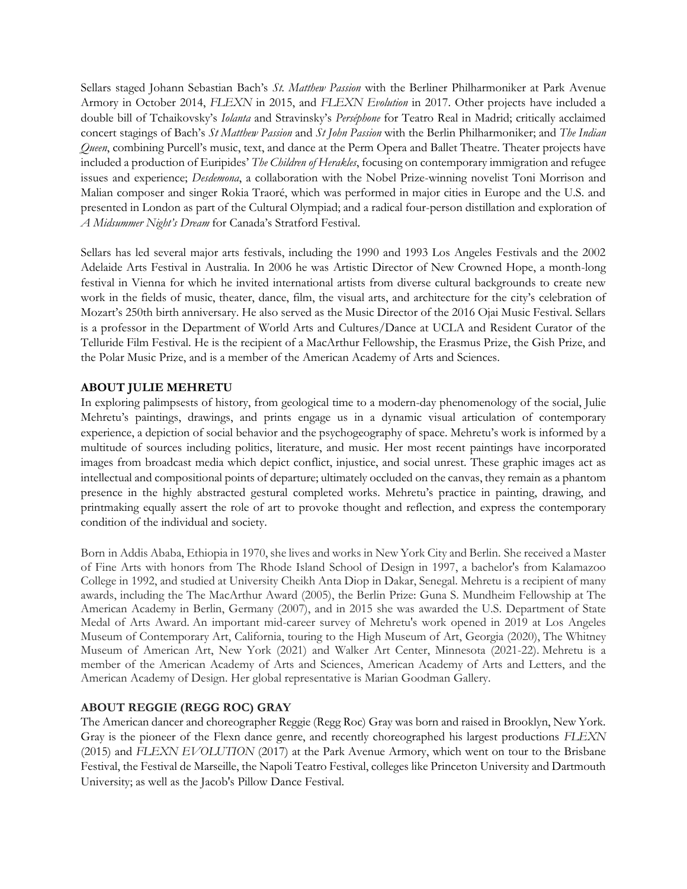Sellars staged Johann Sebastian Bach's *St. Matthew Passion* with the Berliner Philharmoniker at Park Avenue Armory in October 2014, *FLEXN* in 2015, and *FLEXN Evolution* in 2017. Other projects have included a double bill of Tchaikovsky's *Iolanta* and Stravinsky's *Perséphone* for Teatro Real in Madrid; critically acclaimed concert stagings of Bach's *St Matthew Passion* and *St John Passion* with the Berlin Philharmoniker; and *The Indian Queen*, combining Purcell's music, text, and dance at the Perm Opera and Ballet Theatre. Theater projects have included a production of Euripides' *The Children of Herakles*, focusing on contemporary immigration and refugee issues and experience; *Desdemona*, a collaboration with the Nobel Prize-winning novelist Toni Morrison and Malian composer and singer Rokia Traoré, which was performed in major cities in Europe and the U.S. and presented in London as part of the Cultural Olympiad; and a radical four-person distillation and exploration of *A Midsummer Night's Dream* for Canada's Stratford Festival.

Sellars has led several major arts festivals, including the 1990 and 1993 Los Angeles Festivals and the 2002 Adelaide Arts Festival in Australia. In 2006 he was Artistic Director of New Crowned Hope, a month-long festival in Vienna for which he invited international artists from diverse cultural backgrounds to create new work in the fields of music, theater, dance, film, the visual arts, and architecture for the city's celebration of Mozart's 250th birth anniversary. He also served as the Music Director of the 2016 Ojai Music Festival. Sellars is a professor in the Department of World Arts and Cultures/Dance at UCLA and Resident Curator of the Telluride Film Festival. He is the recipient of a MacArthur Fellowship, the Erasmus Prize, the Gish Prize, and the Polar Music Prize, and is a member of the American Academy of Arts and Sciences.

**ABOUT JULIE MEHRETU**

In exploring palimpsests of history, from geological time to a modern-day phenomenology of the social, Julie Mehretu's paintings, drawings, and prints engage us in a dynamic visual articulation of contemporary experience, a depiction of social behavior and the psychogeography of space. Mehretu's work is informed by a multitude of sources including politics, literature, and music. Her most recent paintings have incorporated images from broadcast media which depict conflict, injustice, and social unrest. These graphic images act as intellectual and compositional points of departure; ultimately occluded on the canvas, they remain as a phantom presence in the highly abstracted gestural completed works. Mehretu's practice in painting, drawing, and printmaking equally assert the role of art to provoke thought and reflection, and express the contemporary condition of the individual and society.

Born in Addis Ababa, Ethiopia in 1970, she lives and works in New York City and Berlin. She received a Master of Fine Arts with honors from The Rhode Island School of Design in 1997, a bachelor's from Kalamazoo College in 1992, and studied at University Cheikh Anta Diop in Dakar, Senegal. Mehretu is a recipient of many awards, including the The MacArthur Award (2005), the Berlin Prize: Guna S. Mundheim Fellowship at The American Academy in Berlin, Germany (2007), and in 2015 she was awarded the U.S. Department of State Medal of Arts Award. An important mid-career survey of Mehretu's work opened in 2019 at Los Angeles Museum of Contemporary Art, California, touring to the High Museum of Art, Georgia (2020), The Whitney Museum of American Art, New York (2021) and Walker Art Center, Minnesota (2021-22). Mehretu is a member of the American Academy of Arts and Sciences, American Academy of Arts and Letters, and the American Academy of Design. Her global representative is Marian Goodman Gallery.

**ABOUT REGGIE (REGG ROC) GRAY**

The American dancer and choreographer Reggie (Regg Roc) Gray was born and raised in Brooklyn, New York. Gray is the pioneer of the Flexn dance genre, and recently choreographed his largest productions *FLEXN* (2015) and *FLEXN EVOLUTION* (2017) at the Park Avenue Armory, which went on tour to the Brisbane Festival, the Festival de Marseille, the Napoli Teatro Festival, colleges like Princeton University and Dartmouth University; as well as the Jacob's Pillow Dance Festival.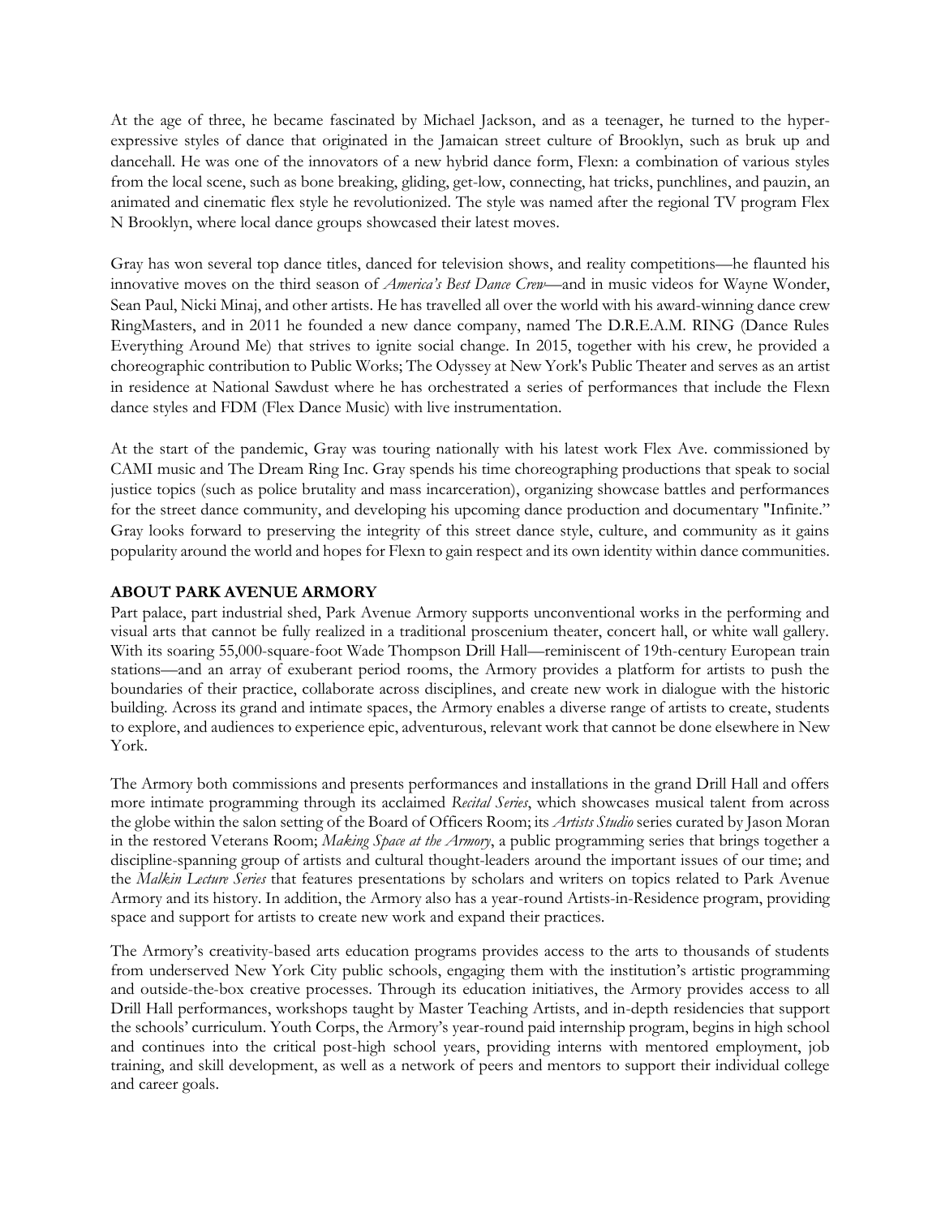At the age of three, he became fascinated by Michael Jackson, and as a teenager, he turned to the hyper-expressive styles of dance that originated in the Jamaican street culture of Brooklyn, such as bruk up and dancehall. He was one of the innovators of a new hybrid dance form, Flexn: a combination of various styles from the local scene, such as bone breaking, gliding, get-low, connecting, hat tricks, punchlines, and pauzin, an animated and cinematic flex style he revolutionized. The style was named after the regional TV program Flex N Brooklyn, where local dance groups showcased their latest moves.

Gray has won several top dance titles, danced for television shows, and reality competitions—he flaunted his innovative moves on the third season of *America's Best Dance Crew*—and in music videos for Wayne Wonder, Sean Paul, Nicki Minaj, and other artists. He has travelled all over the world with his award-winning dance crew RingMasters, and in 2011 he founded a new dance company, named The D.R.E.A.M. RING (Dance Rules Everything Around Me) that strives to ignite social change. In 2015, together with his crew, he provided a choreographic contribution to Public Works; The Odyssey at New York's Public Theater and serves as an artist in residence at National Sawdust where he has orchestrated a series of performances that include the Flexn dance styles and FDM (Flex Dance Music) with live instrumentation.

At the start of the pandemic, Gray was touring nationally with his latest work Flex Ave. commissioned by CAMI music and The Dream Ring Inc. Gray spends his time choreographing productions that speak to social justice topics (such as police brutality and mass incarceration), organizing showcase battles and performances for the street dance community, and developing his upcoming dance production and documentary "Infinite." Gray looks forward to preserving the integrity of this street dance style, culture, and community as it gains popularity around the world and hopes for Flexn to gain respect and its own identity within dance communities.

**ABOUT PARK AVENUE ARMORY**

Part palace, part industrial shed, Park Avenue Armory supports unconventional works in the performing and visual arts that cannot be fully realized in a traditional proscenium theater, concert hall, or white wall gallery. With its soaring 55,000-square-foot Wade Thompson Drill Hall—reminiscent of 19th-century European train stations—and an array of exuberant period rooms, the Armory provides a platform for artists to push the boundaries of their practice, collaborate across disciplines, and create new work in dialogue with the historic building. Across its grand and intimate spaces, the Armory enables a diverse range of artists to create, students to explore, and audiences to experience epic, adventurous, relevant work that cannot be done elsewhere in New York.

The Armory both commissions and presents performances and installations in the grand Drill Hall and offers more intimate programming through its acclaimed *Recital Series*, which showcases musical talent from across the globe within the salon setting of the Board of Officers Room; its *Artists Studio* series curated by Jason Moran in the restored Veterans Room; *Making Space at the Armory*, a public programming series that brings together a discipline-spanning group of artists and cultural thought-leaders around the important issues of our time; and the *Malkin Lecture Series* that features presentations by scholars and writers on topics related to Park Avenue Armory and its history. In addition, the Armory also has a year-round Artists-in-Residence program, providing space and support for artists to create new work and expand their practices.

The Armory's creativity-based arts education programs provides access to the arts to thousands of students from underserved New York City public schools, engaging them with the institution's artistic programming and outside-the-box creative processes. Through its education initiatives, the Armory provides access to all Drill Hall performances, workshops taught by Master Teaching Artists, and in-depth residencies that support the schools' curriculum. Youth Corps, the Armory's year-round paid internship program, begins in high school and continues into the critical post-high school years, providing interns with mentored employment, job training, and skill development, as well as a network of peers and mentors to support their individual college and career goals.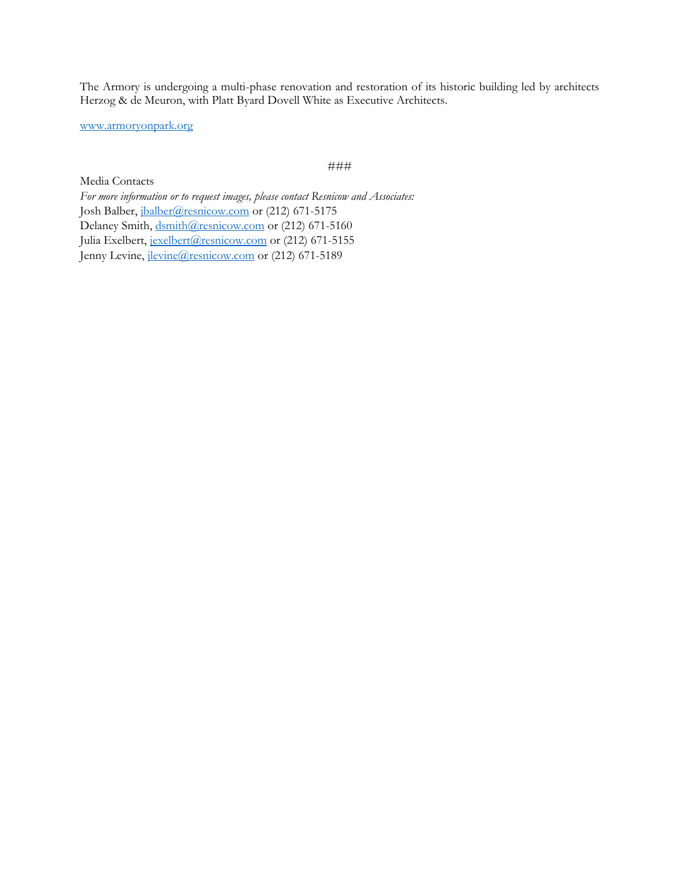The Armory is undergoing a multi-phase renovation and restoration of its historic building led by architects Herzog & de Meuron, with Platt Byard Dovell White as Executive Architects.

www.armoryonpark.org

###

Media Contacts
*For more information or to request images, please contact Resnicow and Associates:*
Josh Balber, jbalber@resnicow.com or (212) 671-5175
Delaney Smith, dsmith@resnicow.com or (212) 671-5160
Julia Exelbert, jexelbert@resnicow.com or (212) 671-5155
Jenny Levine, jlevine@resnicow.com or (212) 671-5189